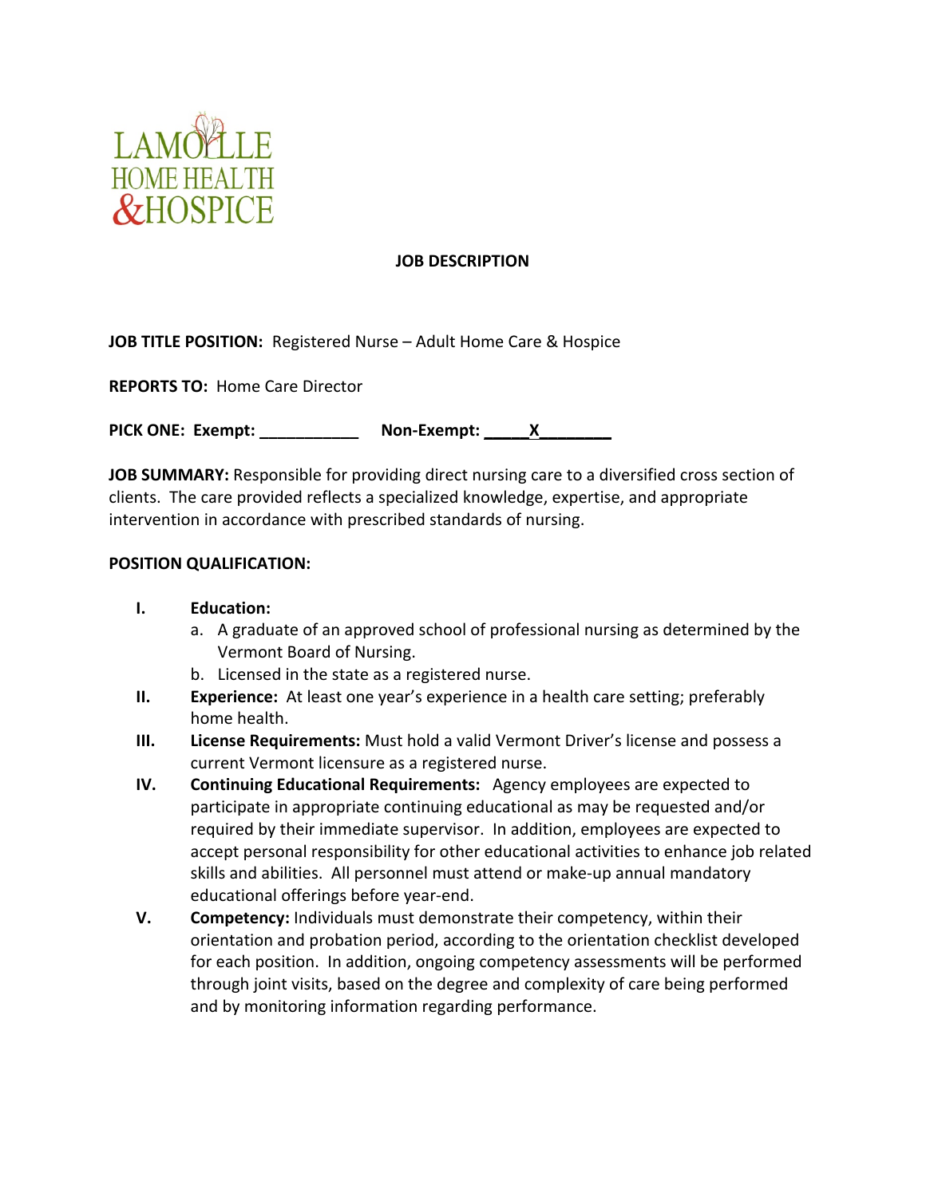LAMOILLE HOME HEALTH & HOSPICE

# JOB DESCRIPTION

**JOB TITLE POSITION:** Registered Nurse – Adult Home Care & Hospice

**REPORTS TO:** Home Care Director

**PICK ONE: Exempt:** ___________ **Non-Exempt:** _____X________

**JOB SUMMARY:** Responsible for providing direct nursing care to a diversified cross section of clients. The care provided reflects a specialized knowledge, expertise, and appropriate intervention in accordance with prescribed standards of nursing.

**POSITION QUALIFICATION:**

I. **Education:**
   a. A graduate of an approved school of professional nursing as determined by the Vermont Board of Nursing.
   b. Licensed in the state as a registered nurse.

II. **Experience:** At least one year's experience in a health care setting; preferably home health.

III. **License Requirements:** Must hold a valid Vermont Driver's license and possess a current Vermont licensure as a registered nurse.

IV. **Continuing Educational Requirements:** Agency employees are expected to participate in appropriate continuing educational as may be requested and/or required by their immediate supervisor. In addition, employees are expected to accept personal responsibility for other educational activities to enhance job related skills and abilities. All personnel must attend or make-up annual mandatory educational offerings before year-end.

V. **Competency:** Individuals must demonstrate their competency, within their orientation and probation period, according to the orientation checklist developed for each position. In addition, ongoing competency assessments will be performed through joint visits, based on the degree and complexity of care being performed and by monitoring information regarding performance.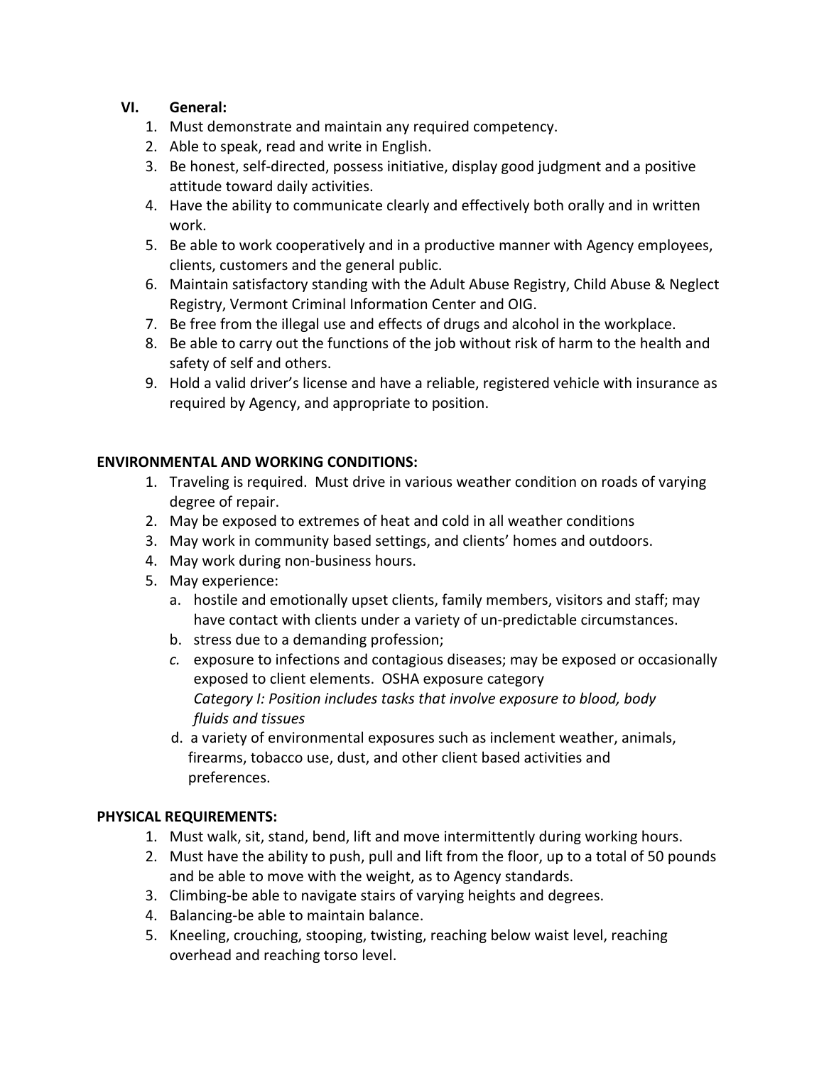## VI. General:

1. Must demonstrate and maintain any required competency.
2. Able to speak, read and write in English.
3. Be honest, self-directed, possess initiative, display good judgment and a positive attitude toward daily activities.
4. Have the ability to communicate clearly and effectively both orally and in written work.
5. Be able to work cooperatively and in a productive manner with Agency employees, clients, customers and the general public.
6. Maintain satisfactory standing with the Adult Abuse Registry, Child Abuse & Neglect Registry, Vermont Criminal Information Center and OIG.
7. Be free from the illegal use and effects of drugs and alcohol in the workplace.
8. Be able to carry out the functions of the job without risk of harm to the health and safety of self and others.
9. Hold a valid driver's license and have a reliable, registered vehicle with insurance as required by Agency, and appropriate to position.

## ENVIRONMENTAL AND WORKING CONDITIONS:

1. Traveling is required. Must drive in various weather condition on roads of varying degree of repair.
2. May be exposed to extremes of heat and cold in all weather conditions
3. May work in community based settings, and clients' homes and outdoors.
4. May work during non-business hours.
5. May experience:
   a. hostile and emotionally upset clients, family members, visitors and staff; may have contact with clients under a variety of un-predictable circumstances.
   b. stress due to a demanding profession;
   c. exposure to infections and contagious diseases; may be exposed or occasionally exposed to client elements. OSHA exposure category *Category I: Position includes tasks that involve exposure to blood, body fluids and tissues*
   d. a variety of environmental exposures such as inclement weather, animals, firearms, tobacco use, dust, and other client based activities and preferences.

## PHYSICAL REQUIREMENTS:

1. Must walk, sit, stand, bend, lift and move intermittently during working hours.
2. Must have the ability to push, pull and lift from the floor, up to a total of 50 pounds and be able to move with the weight, as to Agency standards.
3. Climbing-be able to navigate stairs of varying heights and degrees.
4. Balancing-be able to maintain balance.
5. Kneeling, crouching, stooping, twisting, reaching below waist level, reaching overhead and reaching torso level.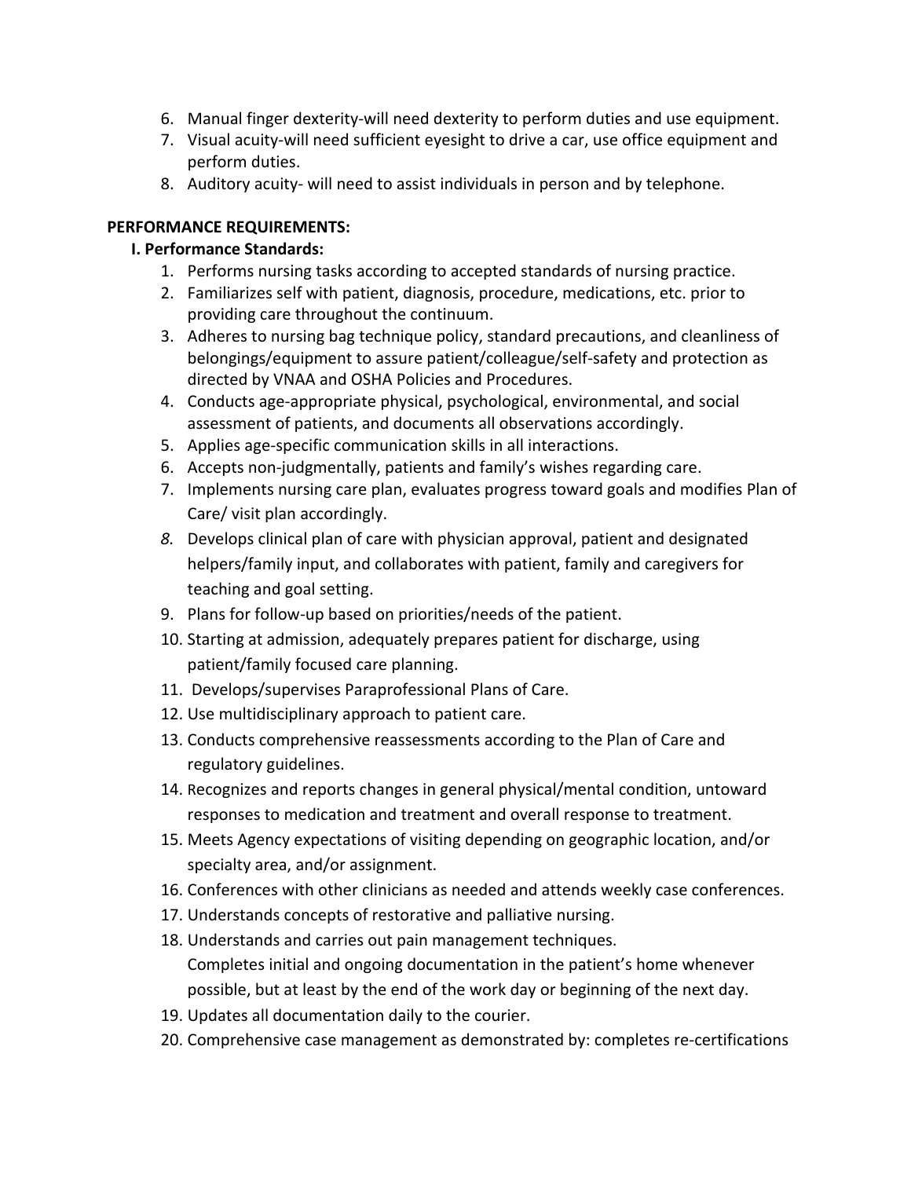6. Manual finger dexterity-will need dexterity to perform duties and use equipment.
7. Visual acuity-will need sufficient eyesight to drive a car, use office equipment and perform duties.
8. Auditory acuity- will need to assist individuals in person and by telephone.

**PERFORMANCE REQUIREMENTS:**

**I. Performance Standards:**

1. Performs nursing tasks according to accepted standards of nursing practice.
2. Familiarizes self with patient, diagnosis, procedure, medications, etc. prior to providing care throughout the continuum.
3. Adheres to nursing bag technique policy, standard precautions, and cleanliness of belongings/equipment to assure patient/colleague/self-safety and protection as directed by VNAA and OSHA Policies and Procedures.
4. Conducts age-appropriate physical, psychological, environmental, and social assessment of patients, and documents all observations accordingly.
5. Applies age-specific communication skills in all interactions.
6. Accepts non-judgmentally, patients and family's wishes regarding care.
7. Implements nursing care plan, evaluates progress toward goals and modifies Plan of Care/ visit plan accordingly.
8. Develops clinical plan of care with physician approval, patient and designated helpers/family input, and collaborates with patient, family and caregivers for teaching and goal setting.
9. Plans for follow-up based on priorities/needs of the patient.
10. Starting at admission, adequately prepares patient for discharge, using patient/family focused care planning.
11. Develops/supervises Paraprofessional Plans of Care.
12. Use multidisciplinary approach to patient care.
13. Conducts comprehensive reassessments according to the Plan of Care and regulatory guidelines.
14. Recognizes and reports changes in general physical/mental condition, untoward responses to medication and treatment and overall response to treatment.
15. Meets Agency expectations of visiting depending on geographic location, and/or specialty area, and/or assignment.
16. Conferences with other clinicians as needed and attends weekly case conferences.
17. Understands concepts of restorative and palliative nursing.
18. Understands and carries out pain management techniques.
    Completes initial and ongoing documentation in the patient's home whenever possible, but at least by the end of the work day or beginning of the next day.
19. Updates all documentation daily to the courier.
20. Comprehensive case management as demonstrated by: completes re-certifications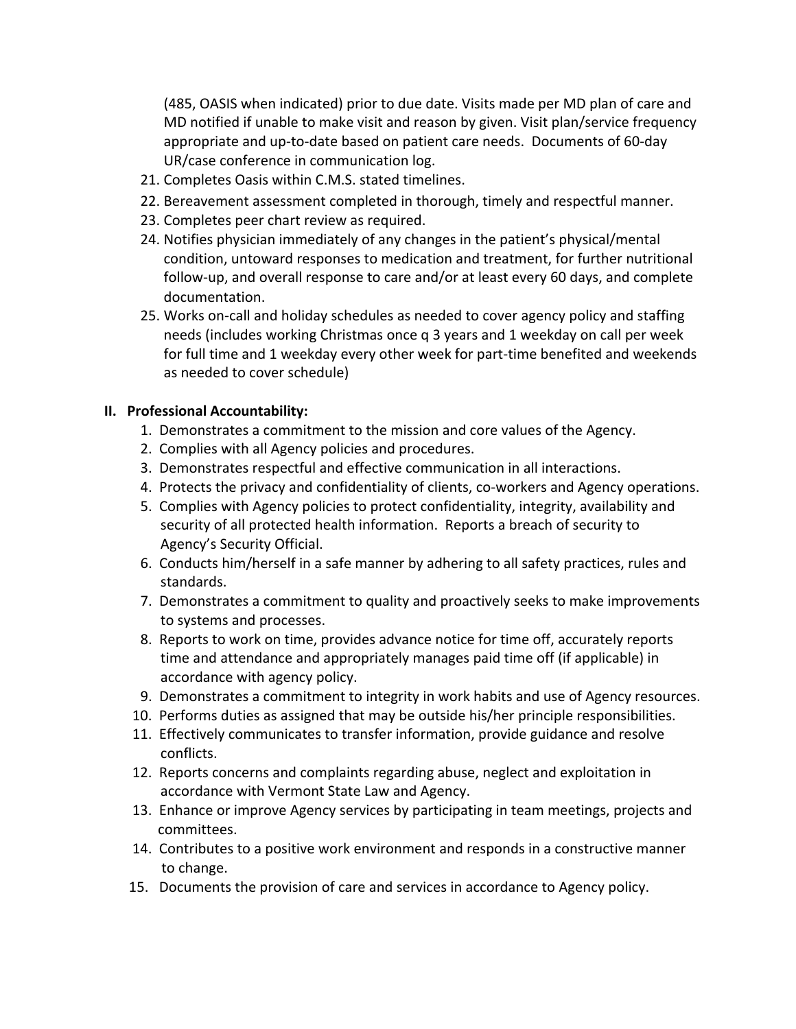(485, OASIS when indicated) prior to due date. Visits made per MD plan of care and MD notified if unable to make visit and reason by given. Visit plan/service frequency appropriate and up-to-date based on patient care needs. Documents of 60-day UR/case conference in communication log.

21. Completes Oasis within C.M.S. stated timelines.
22. Bereavement assessment completed in thorough, timely and respectful manner.
23. Completes peer chart review as required.
24. Notifies physician immediately of any changes in the patient's physical/mental condition, untoward responses to medication and treatment, for further nutritional follow-up, and overall response to care and/or at least every 60 days, and complete documentation.
25. Works on-call and holiday schedules as needed to cover agency policy and staffing needs (includes working Christmas once q 3 years and 1 weekday on call per week for full time and 1 weekday every other week for part-time benefited and weekends as needed to cover schedule)

## II. Professional Accountability:

1. Demonstrates a commitment to the mission and core values of the Agency.
2. Complies with all Agency policies and procedures.
3. Demonstrates respectful and effective communication in all interactions.
4. Protects the privacy and confidentiality of clients, co-workers and Agency operations.
5. Complies with Agency policies to protect confidentiality, integrity, availability and security of all protected health information. Reports a breach of security to Agency's Security Official.
6. Conducts him/herself in a safe manner by adhering to all safety practices, rules and standards.
7. Demonstrates a commitment to quality and proactively seeks to make improvements to systems and processes.
8. Reports to work on time, provides advance notice for time off, accurately reports time and attendance and appropriately manages paid time off (if applicable) in accordance with agency policy.
9. Demonstrates a commitment to integrity in work habits and use of Agency resources.
10. Performs duties as assigned that may be outside his/her principle responsibilities.
11. Effectively communicates to transfer information, provide guidance and resolve conflicts.
12. Reports concerns and complaints regarding abuse, neglect and exploitation in accordance with Vermont State Law and Agency.
13. Enhance or improve Agency services by participating in team meetings, projects and committees.
14. Contributes to a positive work environment and responds in a constructive manner to change.
15. Documents the provision of care and services in accordance to Agency policy.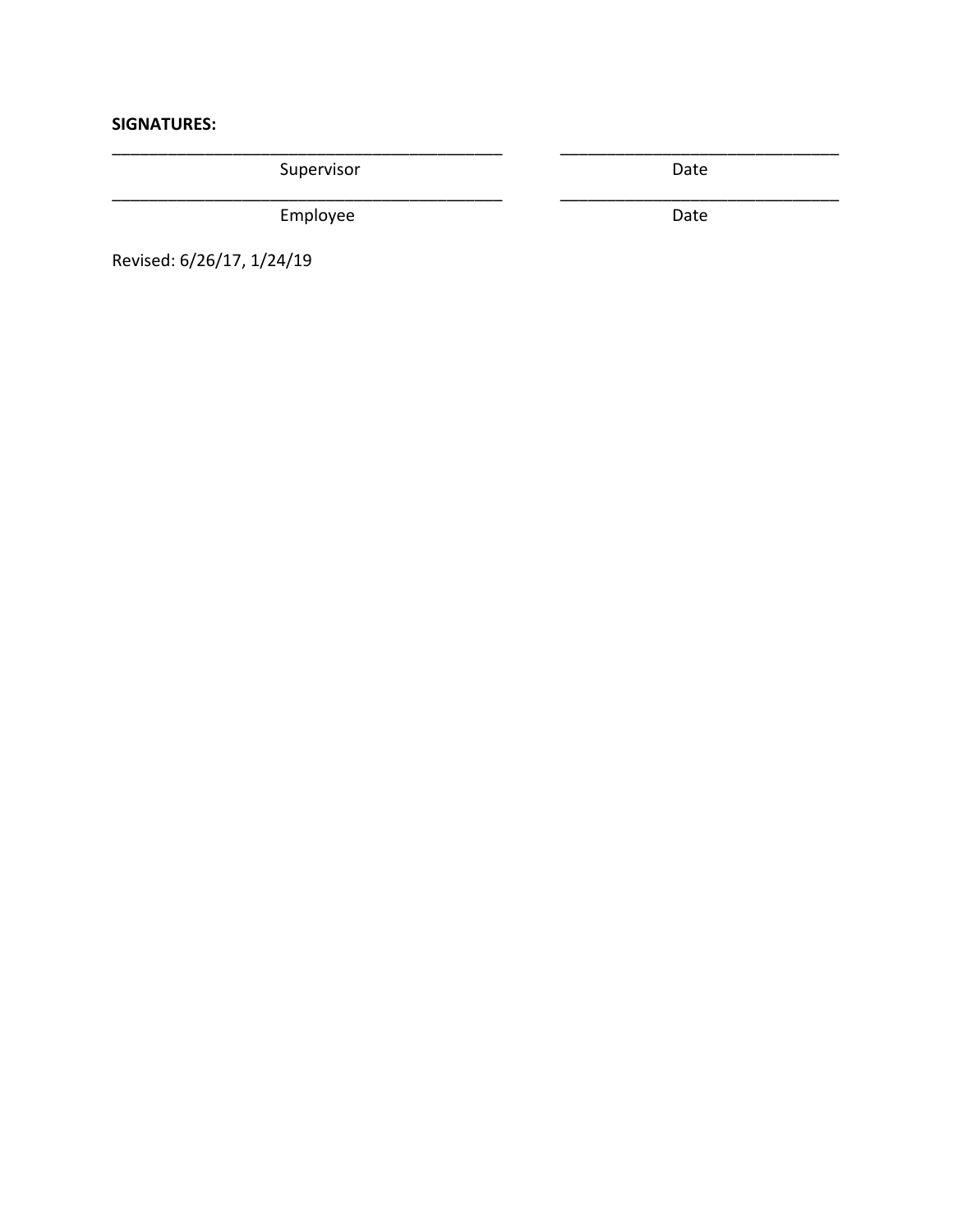**SIGNATURES:**

| | |
|---|---|
| _____________________________________________ | ________________________________ |
| Supervisor | Date |
| _____________________________________________ | ________________________________ |
| Employee | Date |

Revised: 6/26/17, 1/24/19